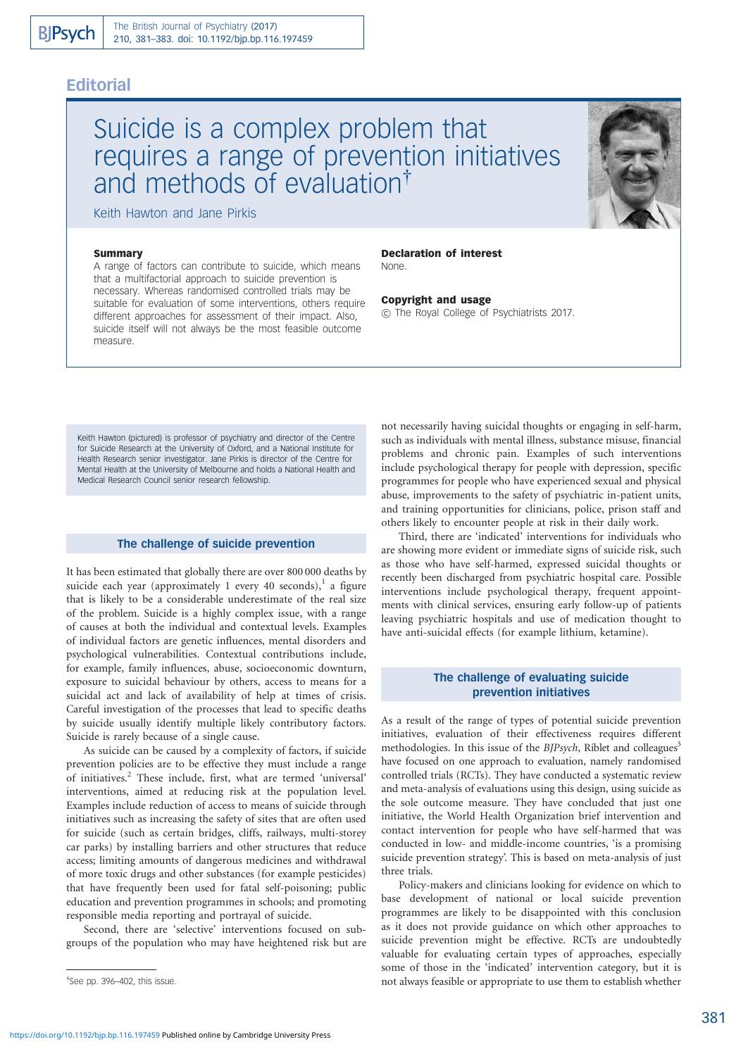## Editorial

# Suicide is a complex problem that requires a range of prevention initiatives and methods of evaluation†

Keith Hawton and Jane Pirkis

### Summary

A range of factors can contribute to suicide, which means that a multifactorial approach to suicide prevention is necessary. Whereas randomised controlled trials may be suitable for evaluation of some interventions, others require different approaches for assessment of their impact. Also, suicide itself will not always be the most feasible outcome measure.

### Declaration of interest

None.

### Copyright and usage

© The Royal College of Psychiatrists 2017.

Keith Hawton (pictured) is professor of psychiatry and director of the Centre for Suicide Research at the University of Oxford, and a National Institute for Health Research senior investigator. Jane Pirkis is director of the Centre for Mental Health at the University of Melbourne and holds a National Health and Medical Research Council senior research fellowship.

## The challenge of suicide prevention

It has been estimated that globally there are over 800 000 deaths by suicide each year (approximately 1 every 40 seconds),[1] a figure that is likely to be a considerable underestimate of the real size of the problem. Suicide is a highly complex issue, with a range of causes at both the individual and contextual levels. Examples of individual factors are genetic influences, mental disorders and psychological vulnerabilities. Contextual contributions include, for example, family influences, abuse, socioeconomic downturn, exposure to suicidal behaviour by others, access to means for a suicidal act and lack of availability of help at times of crisis. Careful investigation of the processes that lead to specific deaths by suicide usually identify multiple likely contributory factors. Suicide is rarely because of a single cause.

As suicide can be caused by a complexity of factors, if suicide prevention policies are to be effective they must include a range of initiatives.[2] These include, first, what are termed 'universal' interventions, aimed at reducing risk at the population level. Examples include reduction of access to means of suicide through initiatives such as increasing the safety of sites that are often used for suicide (such as certain bridges, cliffs, railways, multi-storey car parks) by installing barriers and other structures that reduce access; limiting amounts of dangerous medicines and withdrawal of more toxic drugs and other substances (for example pesticides) that have frequently been used for fatal self-poisoning; public education and prevention programmes in schools; and promoting responsible media reporting and portrayal of suicide.

Second, there are 'selective' interventions focused on subgroups of the population who may have heightened risk but are not necessarily having suicidal thoughts or engaging in self-harm, such as individuals with mental illness, substance misuse, financial problems and chronic pain. Examples of such interventions include psychological therapy for people with depression, specific programmes for people who have experienced sexual and physical abuse, improvements to the safety of psychiatric in-patient units, and training opportunities for clinicians, police, prison staff and others likely to encounter people at risk in their daily work.

Third, there are 'indicated' interventions for individuals who are showing more evident or immediate signs of suicide risk, such as those who have self-harmed, expressed suicidal thoughts or recently been discharged from psychiatric hospital care. Possible interventions include psychological therapy, frequent appointments with clinical services, ensuring early follow-up of patients leaving psychiatric hospitals and use of medication thought to have anti-suicidal effects (for example lithium, ketamine).

## The challenge of evaluating suicide prevention initiatives

As a result of the range of types of potential suicide prevention initiatives, evaluation of their effectiveness requires different methodologies. In this issue of the *BJPsych*, Riblet and colleagues[3] have focused on one approach to evaluation, namely randomised controlled trials (RCTs). They have conducted a systematic review and meta-analysis of evaluations using this design, using suicide as the sole outcome measure. They have concluded that just one initiative, the World Health Organization brief intervention and contact intervention for people who have self-harmed that was conducted in low- and middle-income countries, 'is a promising suicide prevention strategy'. This is based on meta-analysis of just three trials.

Policy-makers and clinicians looking for evidence on which to base development of national or local suicide prevention programmes are likely to be disappointed with this conclusion as it does not provide guidance on which other approaches to suicide prevention might be effective. RCTs are undoubtedly valuable for evaluating certain types of approaches, especially some of those in the 'indicated' intervention category, but it is not always feasible or appropriate to use them to establish whether

†See pp. 396–402, this issue.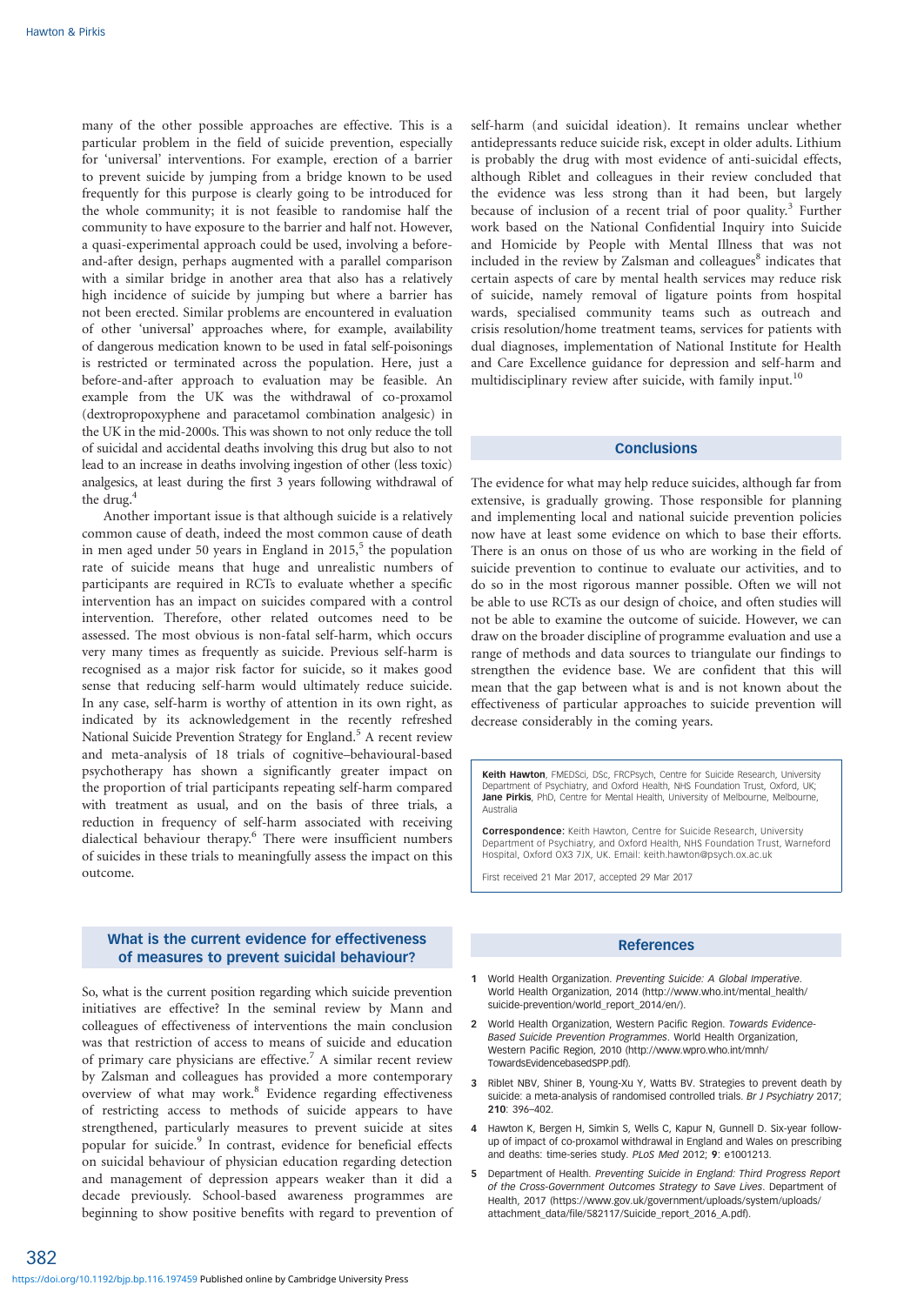many of the other possible approaches are effective. This is a particular problem in the field of suicide prevention, especially for 'universal' interventions. For example, erection of a barrier to prevent suicide by jumping from a bridge known to be used frequently for this purpose is clearly going to be introduced for the whole community; it is not feasible to randomise half the community to have exposure to the barrier and half not. However, a quasi-experimental approach could be used, involving a before-and-after design, perhaps augmented with a parallel comparison with a similar bridge in another area that also has a relatively high incidence of suicide by jumping but where a barrier has not been erected. Similar problems are encountered in evaluation of other 'universal' approaches where, for example, availability of dangerous medication known to be used in fatal self-poisonings is restricted or terminated across the population. Here, just a before-and-after approach to evaluation may be feasible. An example from the UK was the withdrawal of co-proxamol (dextropropoxyphene and paracetamol combination analgesic) in the UK in the mid-2000s. This was shown to not only reduce the toll of suicidal and accidental deaths involving this drug but also to not lead to an increase in deaths involving ingestion of other (less toxic) analgesics, at least during the first 3 years following withdrawal of the drug.[4]

Another important issue is that although suicide is a relatively common cause of death, indeed the most common cause of death in men aged under 50 years in England in 2015,[5] the population rate of suicide means that huge and unrealistic numbers of participants are required in RCTs to evaluate whether a specific intervention has an impact on suicides compared with a control intervention. Therefore, other related outcomes need to be assessed. The most obvious is non-fatal self-harm, which occurs very many times as frequently as suicide. Previous self-harm is recognised as a major risk factor for suicide, so it makes good sense that reducing self-harm would ultimately reduce suicide. In any case, self-harm is worthy of attention in its own right, as indicated by its acknowledgement in the recently refreshed National Suicide Prevention Strategy for England.[5] A recent review and meta-analysis of 18 trials of cognitive–behavioural-based psychotherapy has shown a significantly greater impact on the proportion of trial participants repeating self-harm compared with treatment as usual, and on the basis of three trials, a reduction in frequency of self-harm associated with receiving dialectical behaviour therapy.[6] There were insufficient numbers of suicides in these trials to meaningfully assess the impact on this outcome.

## What is the current evidence for effectiveness of measures to prevent suicidal behaviour?

So, what is the current position regarding which suicide prevention initiatives are effective? In the seminal review by Mann and colleagues of effectiveness of interventions the main conclusion was that restriction of access to means of suicide and education of primary care physicians are effective.[7] A similar recent review by Zalsman and colleagues has provided a more contemporary overview of what may work.[8] Evidence regarding effectiveness of restricting access to methods of suicide appears to have strengthened, particularly measures to prevent suicide at sites popular for suicide.[9] In contrast, evidence for beneficial effects on suicidal behaviour of physician education regarding detection and management of depression appears weaker than it did a decade previously. School-based awareness programmes are beginning to show positive benefits with regard to prevention of self-harm (and suicidal ideation). It remains unclear whether antidepressants reduce suicide risk, except in older adults. Lithium is probably the drug with most evidence of anti-suicidal effects, although Riblet and colleagues in their review concluded that the evidence was less strong than it had been, but largely because of inclusion of a recent trial of poor quality.[3] Further work based on the National Confidential Inquiry into Suicide and Homicide by People with Mental Illness that was not included in the review by Zalsman and colleagues[8] indicates that certain aspects of care by mental health services may reduce risk of suicide, namely removal of ligature points from hospital wards, specialised community teams such as outreach and crisis resolution/home treatment teams, services for patients with dual diagnoses, implementation of National Institute for Health and Care Excellence guidance for depression and self-harm and multidisciplinary review after suicide, with family input.[10]

## Conclusions

The evidence for what may help reduce suicides, although far from extensive, is gradually growing. Those responsible for planning and implementing local and national suicide prevention policies now have at least some evidence on which to base their efforts. There is an onus on those of us who are working in the field of suicide prevention to continue to evaluate our activities, and to do so in the most rigorous manner possible. Often we will not be able to use RCTs as our design of choice, and often studies will not be able to examine the outcome of suicide. However, we can draw on the broader discipline of programme evaluation and use a range of methods and data sources to triangulate our findings to strengthen the evidence base. We are confident that this will mean that the gap between what is and is not known about the effectiveness of particular approaches to suicide prevention will decrease considerably in the coming years.

**Keith Hawton**, FMedSci, DSc, FRCPsych, Centre for Suicide Research, University Department of Psychiatry, and Oxford Health, NHS Foundation Trust, Oxford, UK; **Jane Pirkis**, PhD, Centre for Mental Health, University of Melbourne, Melbourne, Australia

**Correspondence:** Keith Hawton, Centre for Suicide Research, University Department of Psychiatry, and Oxford Health, NHS Foundation Trust, Warneford Hospital, Oxford OX3 7JX, UK. Email: keith.hawton@psych.ox.ac.uk

First received 21 Mar 2017, accepted 29 Mar 2017

## References

1. World Health Organization. *Preventing Suicide: A Global Imperative*. World Health Organization, 2014 (http://www.who.int/mental_health/suicide-prevention/world_report_2014/en/).
2. World Health Organization, Western Pacific Region. *Towards Evidence-Based Suicide Prevention Programmes*. World Health Organization, Western Pacific Region, 2010 (http://www.wpro.who.int/mnh/TowardsEvidencebasedSPP.pdf).
3. Riblet NBV, Shiner B, Young-Xu Y, Watts BV. Strategies to prevent death by suicide: a meta-analysis of randomised controlled trials. *Br J Psychiatry* 2017; **210**: 396–402.
4. Hawton K, Bergen H, Simkin S, Wells C, Kapur N, Gunnell D. Six-year follow-up of impact of co-proxamol withdrawal in England and Wales on prescribing and deaths: time-series study. *PLoS Med* 2012; **9**: e1001213.
5. Department of Health. *Preventing Suicide in England: Third Progress Report of the Cross-Government Outcomes Strategy to Save Lives*. Department of Health, 2017 (https://www.gov.uk/government/uploads/system/uploads/attachment_data/file/582117/Suicide_report_2016_A.pdf).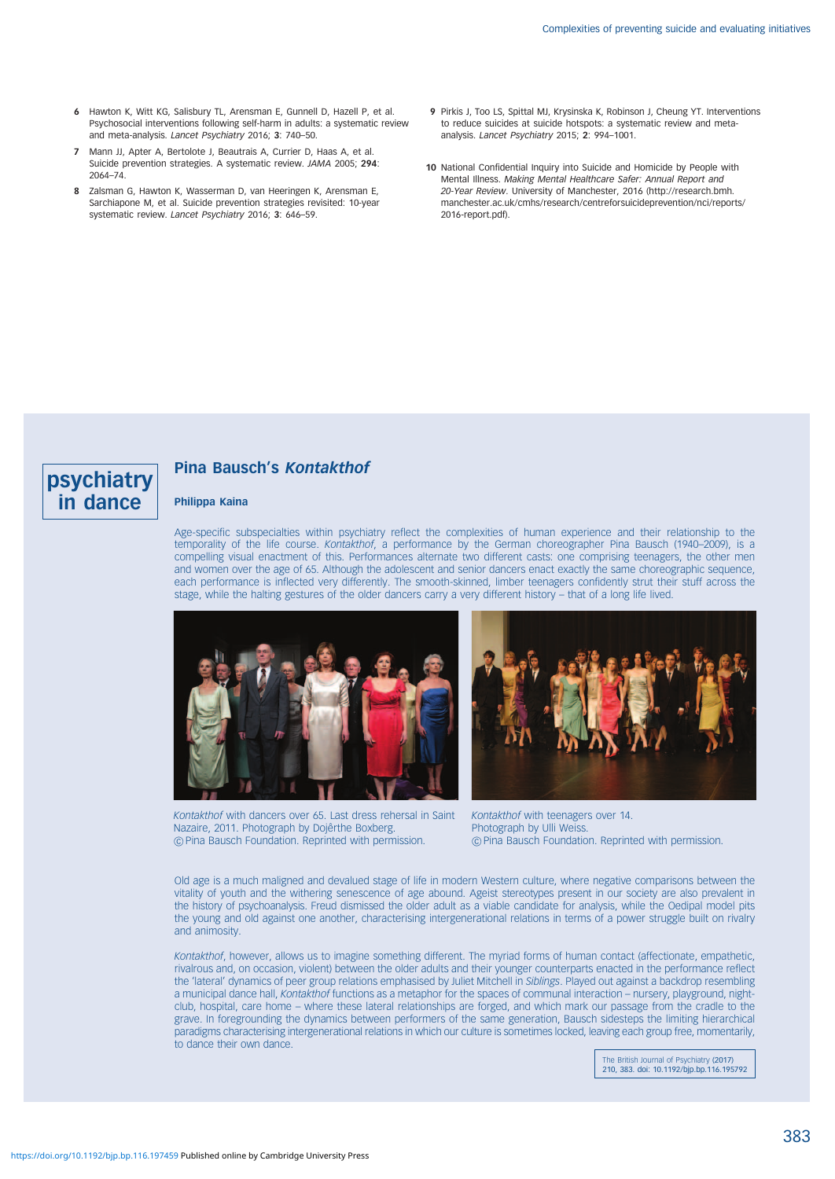6 Hawton K, Witt KG, Salisbury TL, Arensman E, Gunnell D, Hazell P, et al. Psychosocial interventions following self-harm in adults: a systematic review and meta-analysis. *Lancet Psychiatry* 2016; **3**: 740–50.

7 Mann JJ, Apter A, Bertolote J, Beautrais A, Currier D, Haas A, et al. Suicide prevention strategies. A systematic review. *JAMA* 2005; **294**: 2064–74.

8 Zalsman G, Hawton K, Wasserman D, van Heeringen K, Arensman E, Sarchiapone M, et al. Suicide prevention strategies revisited: 10-year systematic review. *Lancet Psychiatry* 2016; **3**: 646–59.

9 Pirkis J, Too LS, Spittal MJ, Krysinska K, Robinson J, Cheung YT. Interventions to reduce suicides at suicide hotspots: a systematic review and meta-analysis. *Lancet Psychiatry* 2015; **2**: 994–1001.

10 National Confidential Inquiry into Suicide and Homicide by People with Mental Illness. *Making Mental Healthcare Safer: Annual Report and 20-Year Review*. University of Manchester, 2016 (http://research.bmh.manchester.ac.uk/cmhs/research/centreforsuicideprevention/nci/reports/2016-report.pdf).

**psychiatry in dance**

## Pina Bausch's *Kontakthof*

**Philippa Kaina**

Age-specific subspecialties within psychiatry reflect the complexities of human experience and their relationship to the temporality of the life course. *Kontakthof*, a performance by the German choreographer Pina Bausch (1940–2009), is a compelling visual enactment of this. Performances alternate two different casts: one comprising teenagers, the other men and women over the age of 65. Although the adolescent and senior dancers enact exactly the same choreographic sequence, each performance is inflected very differently. The smooth-skinned, limber teenagers confidently strut their stuff across the stage, while the halting gestures of the older dancers carry a very different history – that of a long life lived.

*Kontakthof* with dancers over 65. Last dress rehearsal in Saint Nazaire, 2011. Photograph by Dojêrthe Boxberg. © Pina Bausch Foundation. Reprinted with permission.

*Kontakthof* with teenagers over 14. Photograph by Ulli Weiss. © Pina Bausch Foundation. Reprinted with permission.

Old age is a much maligned and devalued stage of life in modern Western culture, where negative comparisons between the vitality of youth and the withering senescence of age abound. Ageist stereotypes present in our society are also prevalent in the history of psychoanalysis. Freud dismissed the older adult as a viable candidate for analysis, while the Oedipal model pits the young and old against one another, characterising intergenerational relations in terms of a power struggle built on rivalry and animosity.

*Kontakthof*, however, allows us to imagine something different. The myriad forms of human contact (affectionate, empathetic, rivalrous and, on occasion, violent) between the older adults and their younger counterparts enacted in the performance reflect the 'lateral' dynamics of peer group relations emphasised by Juliet Mitchell in *Siblings*. Played out against a backdrop resembling a municipal dance hall, *Kontakthof* functions as a metaphor for the spaces of communal interaction – nursery, playground, night-club, hospital, care home – where these lateral relationships are forged, and which mark our passage from the cradle to the grave. In foregrounding the dynamics between performers of the same generation, Bausch sidesteps the limiting hierarchical paradigms characterising intergenerational relations in which our culture is sometimes locked, leaving each group free, momentarily, to dance their own dance.

The British Journal of Psychiatry (2017) 210, 383. doi: 10.1192/bjp.bp.116.195792